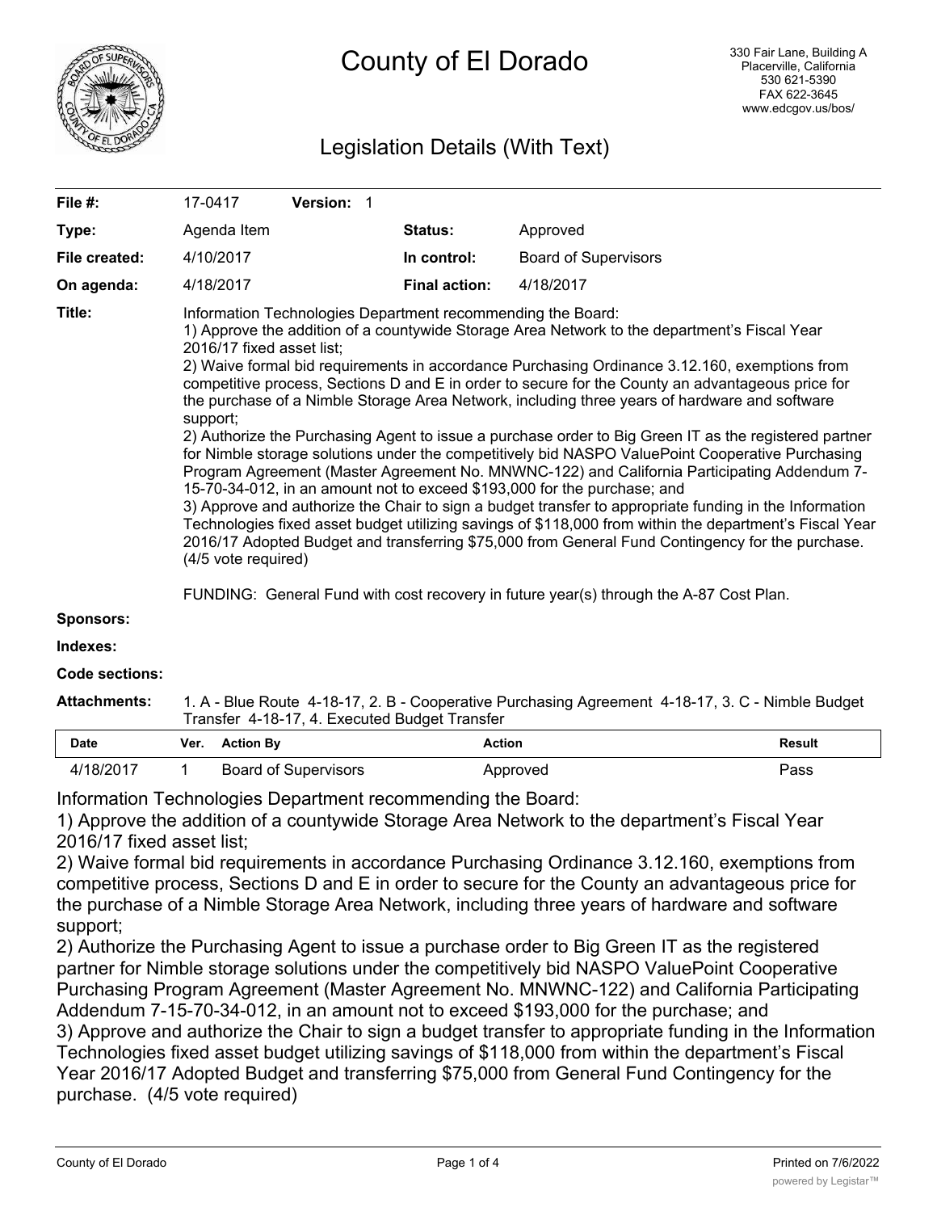# County of El Dorado

330 Fair Lane, Building A
Placerville, California
530 621-5390
FAX 622-3645
www.edcgov.us/bos/

## Legislation Details (With Text)

| | | | | |
|---|---|---|---|---|
| **File #:** | 17-0417 | **Version:** 1 | | |
| **Type:** | Agenda Item | | **Status:** | Approved |
| **File created:** | 4/10/2017 | | **In control:** | Board of Supervisors |
| **On agenda:** | 4/18/2017 | | **Final action:** | 4/18/2017 |

**Title:** Information Technologies Department recommending the Board:
1) Approve the addition of a countywide Storage Area Network to the department's Fiscal Year 2016/17 fixed asset list;
2) Waive formal bid requirements in accordance Purchasing Ordinance 3.12.160, exemptions from competitive process, Sections D and E in order to secure for the County an advantageous price for the purchase of a Nimble Storage Area Network, including three years of hardware and software support;
2) Authorize the Purchasing Agent to issue a purchase order to Big Green IT as the registered partner for Nimble storage solutions under the competitively bid NASPO ValuePoint Cooperative Purchasing Program Agreement (Master Agreement No. MNWNC-122) and California Participating Addendum 7-15-70-34-012, in an amount not to exceed $193,000 for the purchase; and
3) Approve and authorize the Chair to sign a budget transfer to appropriate funding in the Information Technologies fixed asset budget utilizing savings of $118,000 from within the department's Fiscal Year 2016/17 Adopted Budget and transferring $75,000 from General Fund Contingency for the purchase. (4/5 vote required)

FUNDING: General Fund with cost recovery in future year(s) through the A-87 Cost Plan.

**Sponsors:**

**Indexes:**

**Code sections:**

**Attachments:** 1. A - Blue Route 4-18-17, 2. B - Cooperative Purchasing Agreement 4-18-17, 3. C - Nimble Budget Transfer 4-18-17, 4. Executed Budget Transfer

| Date | Ver. | Action By | Action | Result |
|---|---|---|---|---|
| 4/18/2017 | 1 | Board of Supervisors | Approved | Pass |

Information Technologies Department recommending the Board:
1) Approve the addition of a countywide Storage Area Network to the department's Fiscal Year 2016/17 fixed asset list;
2) Waive formal bid requirements in accordance Purchasing Ordinance 3.12.160, exemptions from competitive process, Sections D and E in order to secure for the County an advantageous price for the purchase of a Nimble Storage Area Network, including three years of hardware and software support;
2) Authorize the Purchasing Agent to issue a purchase order to Big Green IT as the registered partner for Nimble storage solutions under the competitively bid NASPO ValuePoint Cooperative Purchasing Program Agreement (Master Agreement No. MNWNC-122) and California Participating Addendum 7-15-70-34-012, in an amount not to exceed $193,000 for the purchase; and
3) Approve and authorize the Chair to sign a budget transfer to appropriate funding in the Information Technologies fixed asset budget utilizing savings of $118,000 from within the department's Fiscal Year 2016/17 Adopted Budget and transferring $75,000 from General Fund Contingency for the purchase. (4/5 vote required)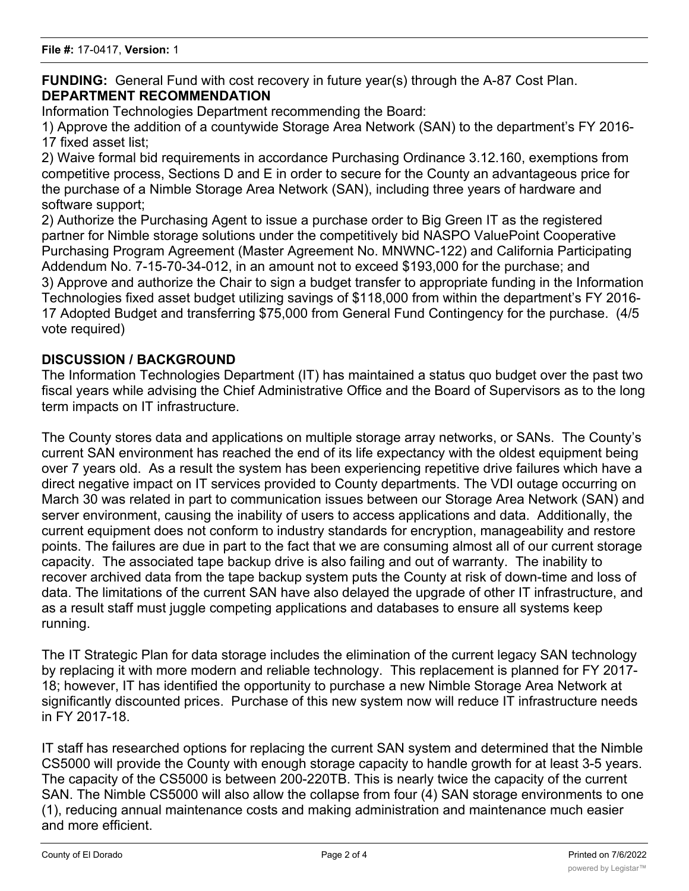**FUNDING:** General Fund with cost recovery in future year(s) through the A-87 Cost Plan.

**DEPARTMENT RECOMMENDATION**

Information Technologies Department recommending the Board:

1) Approve the addition of a countywide Storage Area Network (SAN) to the department's FY 2016-17 fixed asset list;

2) Waive formal bid requirements in accordance Purchasing Ordinance 3.12.160, exemptions from competitive process, Sections D and E in order to secure for the County an advantageous price for the purchase of a Nimble Storage Area Network (SAN), including three years of hardware and software support;

2) Authorize the Purchasing Agent to issue a purchase order to Big Green IT as the registered partner for Nimble storage solutions under the competitively bid NASPO ValuePoint Cooperative Purchasing Program Agreement (Master Agreement No. MNWNC-122) and California Participating Addendum No. 7-15-70-34-012, in an amount not to exceed $193,000 for the purchase; and

3) Approve and authorize the Chair to sign a budget transfer to appropriate funding in the Information Technologies fixed asset budget utilizing savings of $118,000 from within the department's FY 2016-17 Adopted Budget and transferring $75,000 from General Fund Contingency for the purchase. (4/5 vote required)

**DISCUSSION / BACKGROUND**

The Information Technologies Department (IT) has maintained a status quo budget over the past two fiscal years while advising the Chief Administrative Office and the Board of Supervisors as to the long term impacts on IT infrastructure.

The County stores data and applications on multiple storage array networks, or SANs. The County's current SAN environment has reached the end of its life expectancy with the oldest equipment being over 7 years old. As a result the system has been experiencing repetitive drive failures which have a direct negative impact on IT services provided to County departments. The VDI outage occurring on March 30 was related in part to communication issues between our Storage Area Network (SAN) and server environment, causing the inability of users to access applications and data. Additionally, the current equipment does not conform to industry standards for encryption, manageability and restore points. The failures are due in part to the fact that we are consuming almost all of our current storage capacity. The associated tape backup drive is also failing and out of warranty. The inability to recover archived data from the tape backup system puts the County at risk of down-time and loss of data. The limitations of the current SAN have also delayed the upgrade of other IT infrastructure, and as a result staff must juggle competing applications and databases to ensure all systems keep running.

The IT Strategic Plan for data storage includes the elimination of the current legacy SAN technology by replacing it with more modern and reliable technology. This replacement is planned for FY 2017-18; however, IT has identified the opportunity to purchase a new Nimble Storage Area Network at significantly discounted prices. Purchase of this new system now will reduce IT infrastructure needs in FY 2017-18.

IT staff has researched options for replacing the current SAN system and determined that the Nimble CS5000 will provide the County with enough storage capacity to handle growth for at least 3-5 years. The capacity of the CS5000 is between 200-220TB. This is nearly twice the capacity of the current SAN. The Nimble CS5000 will also allow the collapse from four (4) SAN storage environments to one (1), reducing annual maintenance costs and making administration and maintenance much easier and more efficient.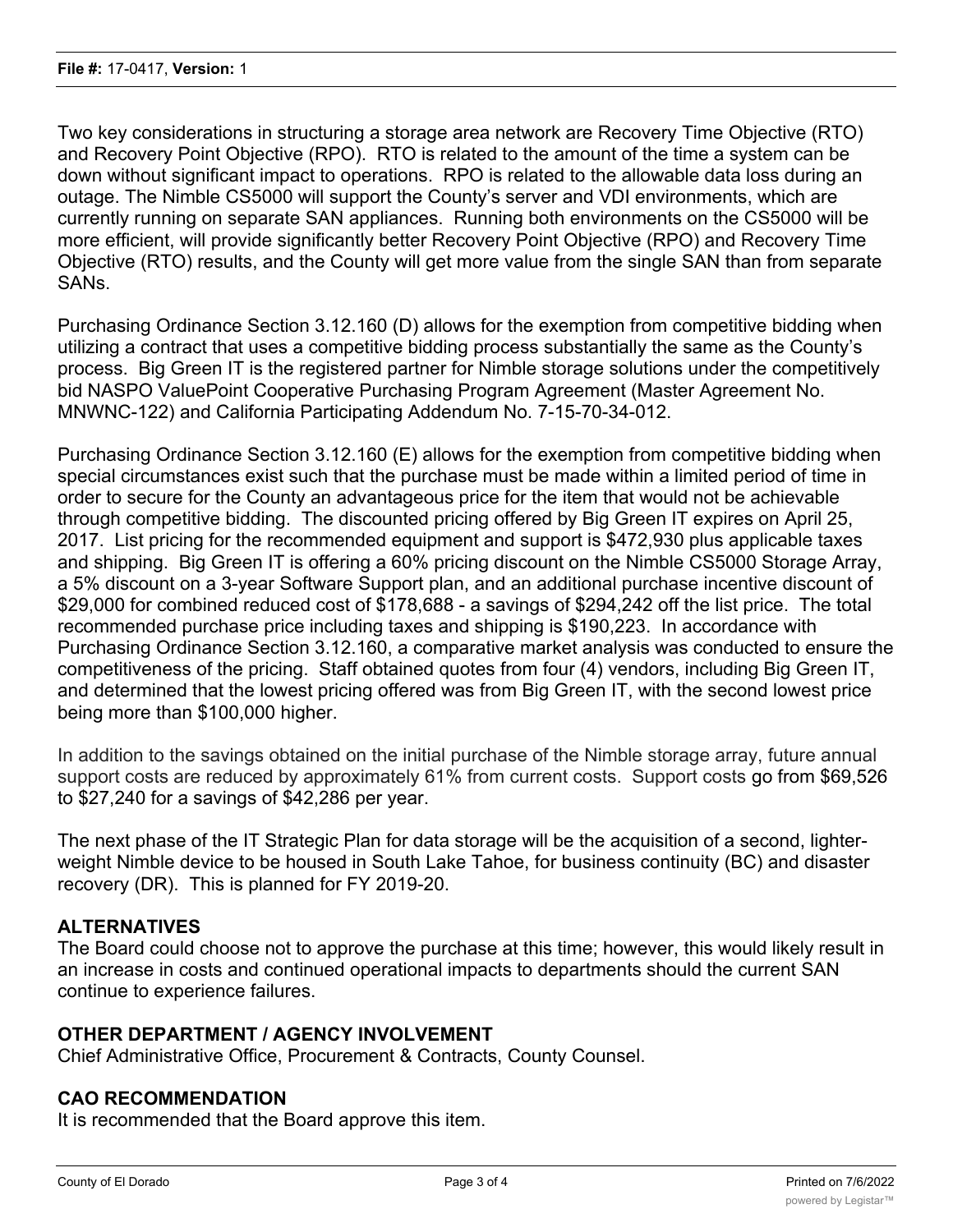Two key considerations in structuring a storage area network are Recovery Time Objective (RTO) and Recovery Point Objective (RPO). RTO is related to the amount of the time a system can be down without significant impact to operations. RPO is related to the allowable data loss during an outage. The Nimble CS5000 will support the County's server and VDI environments, which are currently running on separate SAN appliances. Running both environments on the CS5000 will be more efficient, will provide significantly better Recovery Point Objective (RPO) and Recovery Time Objective (RTO) results, and the County will get more value from the single SAN than from separate SANs.

Purchasing Ordinance Section 3.12.160 (D) allows for the exemption from competitive bidding when utilizing a contract that uses a competitive bidding process substantially the same as the County's process. Big Green IT is the registered partner for Nimble storage solutions under the competitively bid NASPO ValuePoint Cooperative Purchasing Program Agreement (Master Agreement No. MNWNC-122) and California Participating Addendum No. 7-15-70-34-012.

Purchasing Ordinance Section 3.12.160 (E) allows for the exemption from competitive bidding when special circumstances exist such that the purchase must be made within a limited period of time in order to secure for the County an advantageous price for the item that would not be achievable through competitive bidding. The discounted pricing offered by Big Green IT expires on April 25, 2017. List pricing for the recommended equipment and support is $472,930 plus applicable taxes and shipping. Big Green IT is offering a 60% pricing discount on the Nimble CS5000 Storage Array, a 5% discount on a 3-year Software Support plan, and an additional purchase incentive discount of $29,000 for combined reduced cost of $178,688 - a savings of $294,242 off the list price. The total recommended purchase price including taxes and shipping is $190,223. In accordance with Purchasing Ordinance Section 3.12.160, a comparative market analysis was conducted to ensure the competitiveness of the pricing. Staff obtained quotes from four (4) vendors, including Big Green IT, and determined that the lowest pricing offered was from Big Green IT, with the second lowest price being more than $100,000 higher.

In addition to the savings obtained on the initial purchase of the Nimble storage array, future annual support costs are reduced by approximately 61% from current costs. Support costs go from $69,526 to $27,240 for a savings of $42,286 per year.

The next phase of the IT Strategic Plan for data storage will be the acquisition of a second, lighter-weight Nimble device to be housed in South Lake Tahoe, for business continuity (BC) and disaster recovery (DR). This is planned for FY 2019-20.

## ALTERNATIVES

The Board could choose not to approve the purchase at this time; however, this would likely result in an increase in costs and continued operational impacts to departments should the current SAN continue to experience failures.

## OTHER DEPARTMENT / AGENCY INVOLVEMENT

Chief Administrative Office, Procurement & Contracts, County Counsel.

## CAO RECOMMENDATION

It is recommended that the Board approve this item.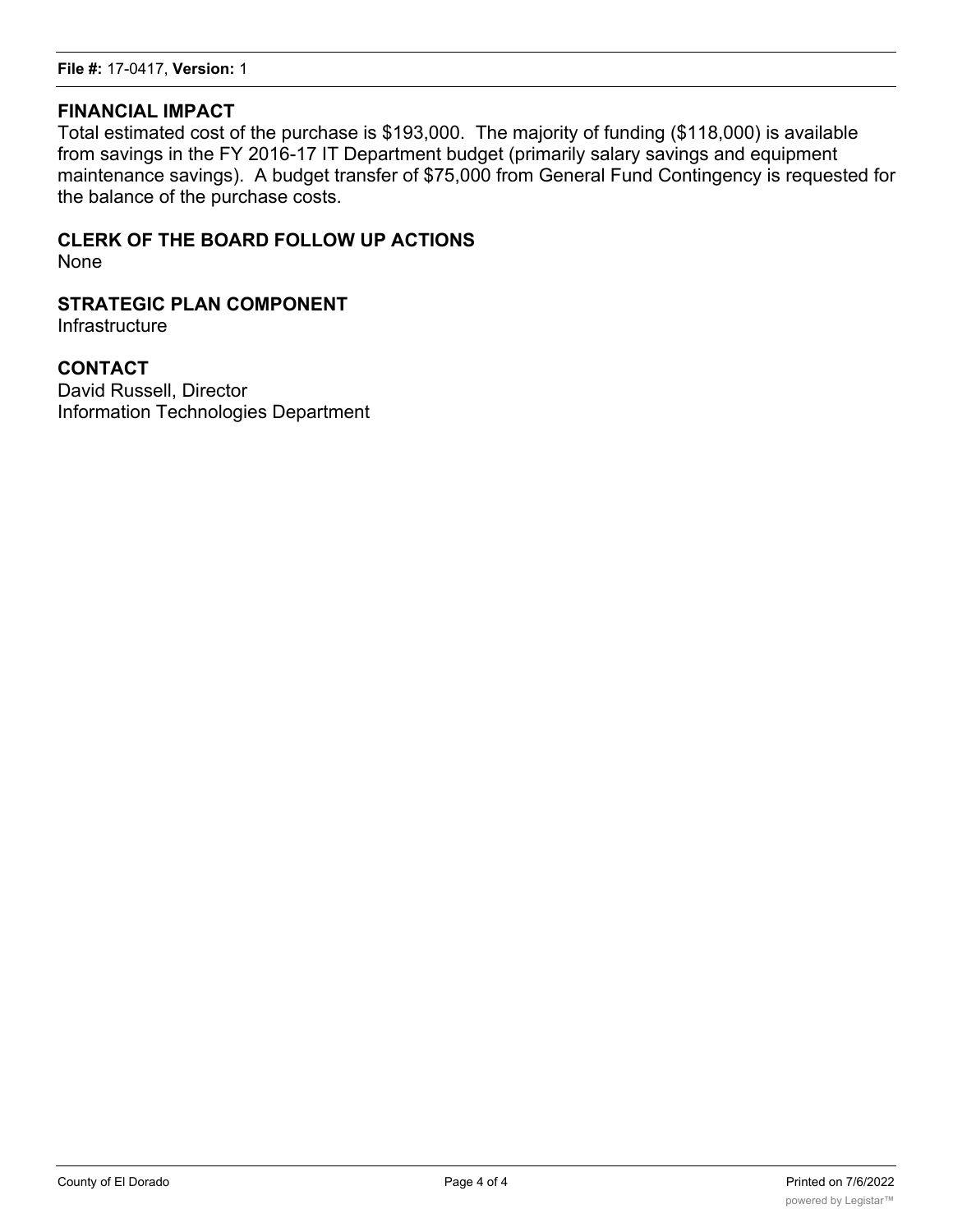## FINANCIAL IMPACT

Total estimated cost of the purchase is $193,000. The majority of funding ($118,000) is available from savings in the FY 2016-17 IT Department budget (primarily salary savings and equipment maintenance savings). A budget transfer of $75,000 from General Fund Contingency is requested for the balance of the purchase costs.

## CLERK OF THE BOARD FOLLOW UP ACTIONS

None

## STRATEGIC PLAN COMPONENT

Infrastructure

## CONTACT

David Russell, Director
Information Technologies Department